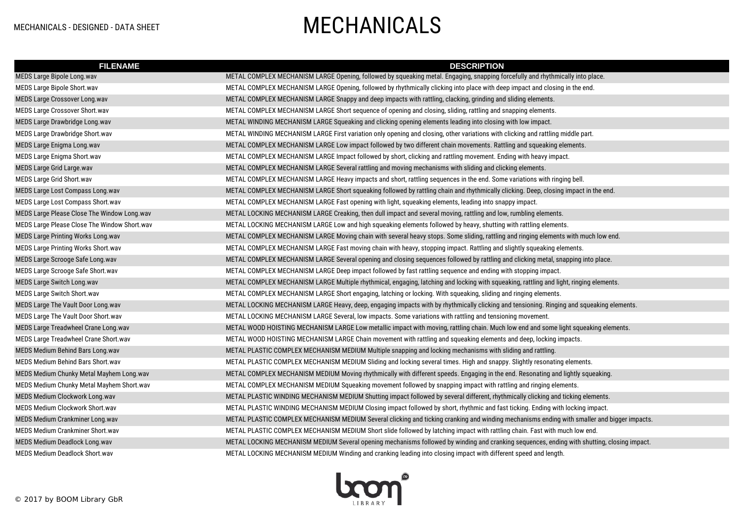# MECHANICALS

MECHANICALS - DESIGNED - DATA SHEET

| FILENAME | DESCRIPTION |
|---|---|
| MEDS Large Bipole Long.wav | METAL COMPLEX MECHANISM LARGE Opening, followed by squeaking metal. Engaging, snapping forcefully and rhythmically into place. |
| MEDS Large Bipole Short.wav | METAL COMPLEX MECHANISM LARGE Opening, followed by rhythmically clicking into place with deep impact and closing in the end. |
| MEDS Large Crossover Long.wav | METAL COMPLEX MECHANISM LARGE Snappy and deep impacts with rattling, clacking, grinding and sliding elements. |
| MEDS Large Crossover Short.wav | METAL COMPLEX MECHANISM LARGE Short sequence of opening and closing, sliding, rattling and snapping elements. |
| MEDS Large Drawbridge Long.wav | METAL WINDING MECHANISM LARGE Squeaking and clicking opening elements leading into closing with low impact. |
| MEDS Large Drawbridge Short.wav | METAL WINDING MECHANISM LARGE First variation only opening and closing, other variations with clicking and rattling middle part. |
| MEDS Large Enigma Long.wav | METAL COMPLEX MECHANISM LARGE Low impact followed by two different chain movements. Rattling and squeaking elements. |
| MEDS Large Enigma Short.wav | METAL COMPLEX MECHANISM LARGE Impact followed by short, clicking and rattling movement. Ending with heavy impact. |
| MEDS Large Grid Large.wav | METAL COMPLEX MECHANISM LARGE Several rattling and moving mechanisms with sliding and clicking elements. |
| MEDS Large Grid Short.wav | METAL COMPLEX MECHANISM LARGE Heavy impacts and short, rattling sequences in the end. Some variations with ringing bell. |
| MEDS Large Lost Compass Long.wav | METAL COMPLEX MECHANISM LARGE Short squeaking followed by rattling chain and rhythmically clicking. Deep, closing impact in the end. |
| MEDS Large Lost Compass Short.wav | METAL COMPLEX MECHANISM LARGE Fast opening with light, squeaking elements, leading into snappy impact. |
| MEDS Large Please Close The Window Long.wav | METAL LOCKING MECHANISM LARGE Creaking, then dull impact and several moving, rattling and low, rumbling elements. |
| MEDS Large Please Close The Window Short.wav | METAL LOCKING MECHANISM LARGE Low and high squeaking elements followed by heavy, shutting with rattling elements. |
| MEDS Large Printing Works Long.wav | METAL COMPLEX MECHANISM LARGE Moving chain with several heavy stops. Some sliding, rattling and ringing elements with much low end. |
| MEDS Large Printing Works Short.wav | METAL COMPLEX MECHANISM LARGE Fast moving chain with heavy, stopping impact. Rattling and slightly squeaking elements. |
| MEDS Large Scrooge Safe Long.wav | METAL COMPLEX MECHANISM LARGE Several opening and closing sequences followed by rattling and clicking metal, snapping into place. |
| MEDS Large Scrooge Safe Short.wav | METAL COMPLEX MECHANISM LARGE Deep impact followed by fast rattling sequence and ending with stopping impact. |
| MEDS Large Switch Long.wav | METAL COMPLEX MECHANISM LARGE Multiple rhythmical, engaging, latching and locking with squeaking, rattling and light, ringing elements. |
| MEDS Large Switch Short.wav | METAL COMPLEX MECHANISM LARGE Short engaging, latching or locking. With squeaking, sliding and ringing elements. |
| MEDS Large The Vault Door Long.wav | METAL LOCKING MECHANISM LARGE Heavy, deep, engaging impacts with by rhythmically clicking and tensioning. Ringing and squeaking elements. |
| MEDS Large The Vault Door Short.wav | METAL LOCKING MECHANISM LARGE Several, low impacts. Some variations with rattling and tensioning movement. |
| MEDS Large Treadwheel Crane Long.wav | METAL WOOD HOISTING MECHANISM LARGE Low metallic impact with moving, rattling chain. Much low end and some light squeaking elements. |
| MEDS Large Treadwheel Crane Short.wav | METAL WOOD HOISTING MECHANISM LARGE Chain movement with rattling and squeaking elements and deep, locking impacts. |
| MEDS Medium Behind Bars Long.wav | METAL PLASTIC COMPLEX MECHANISM MEDIUM Multiple snapping and locking mechanisms with sliding and rattling. |
| MEDS Medium Behind Bars Short.wav | METAL PLASTIC COMPLEX MECHANISM MEDIUM Sliding and locking several times. High and snappy. Slightly resonating elements. |
| MEDS Medium Chunky Metal Mayhem Long.wav | METAL COMPLEX MECHANISM MEDIUM Moving rhythmically with different speeds. Engaging in the end. Resonating and lightly squeaking. |
| MEDS Medium Chunky Metal Mayhem Short.wav | METAL COMPLEX MECHANISM MEDIUM Squeaking movement followed by snapping impact with rattling and ringing elements. |
| MEDS Medium Clockwork Long.wav | METAL PLASTIC WINDING MECHANISM MEDIUM Shutting impact followed by several different, rhythmically clicking and ticking elements. |
| MEDS Medium Clockwork Short.wav | METAL PLASTIC WINDING MECHANISM MEDIUM Closing impact followed by short, rhythmic and fast ticking. Ending with locking impact. |
| MEDS Medium Crankminer Long.wav | METAL PLASTIC COMPLEX MECHANISM MEDIUM Several clicking and ticking cranking and winding mechanisms ending with smaller and bigger impacts. |
| MEDS Medium Crankminer Short.wav | METAL PLASTIC COMPLEX MECHANISM MEDIUM Short slide followed by latching impact with rattling chain. Fast with much low end. |
| MEDS Medium Deadlock Long.wav | METAL LOCKING MECHANISM MEDIUM Several opening mechanisms followed by winding and cranking sequences, ending with shutting, closing impact. |
| MEDS Medium Deadlock Short.wav | METAL LOCKING MECHANISM MEDIUM Winding and cranking leading into closing impact with different speed and length. |

© 2017 by BOOM Library GbR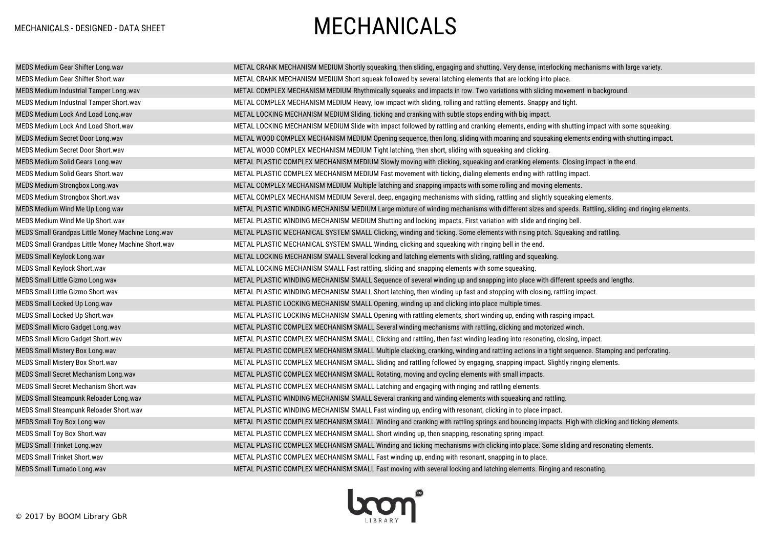# MECHANICALS

| | |
|---|---|
| MEDS Medium Gear Shifter Long.wav | METAL CRANK MECHANISM MEDIUM Shortly squeaking, then sliding, engaging and shutting. Very dense, interlocking mechanisms with large variety. |
| MEDS Medium Gear Shifter Short.wav | METAL CRANK MECHANISM MEDIUM Short squeak followed by several latching elements that are locking into place. |
| MEDS Medium Industrial Tamper Long.wav | METAL COMPLEX MECHANISM MEDIUM Rhythmically squeaks and impacts in row. Two variations with sliding movement in background. |
| MEDS Medium Industrial Tamper Short.wav | METAL COMPLEX MECHANISM MEDIUM Heavy, low impact with sliding, rolling and rattling elements. Snappy and tight. |
| MEDS Medium Lock And Load Long.wav | METAL LOCKING MECHANISM MEDIUM Sliding, ticking and cranking with subtle stops ending with big impact. |
| MEDS Medium Lock And Load Short.wav | METAL LOCKING MECHANISM MEDIUM Slide with impact followed by rattling and cranking elements, ending with shutting impact with some squeaking. |
| MEDS Medium Secret Door Long.wav | METAL WOOD COMPLEX MECHANISM MEDIUM Opening sequence, then long, sliding with moaning and squeaking elements ending with shutting impact. |
| MEDS Medium Secret Door Short.wav | METAL WOOD COMPLEX MECHANISM MEDIUM Tight latching, then short, sliding with squeaking and clicking. |
| MEDS Medium Solid Gears Long.wav | METAL PLASTIC COMPLEX MECHANISM MEDIUM Slowly moving with clicking, squeaking and cranking elements. Closing impact in the end. |
| MEDS Medium Solid Gears Short.wav | METAL PLASTIC COMPLEX MECHANISM MEDIUM Fast movement with ticking, dialing elements ending with rattling impact. |
| MEDS Medium Strongbox Long.wav | METAL COMPLEX MECHANISM MEDIUM Multiple latching and snapping impacts with some rolling and moving elements. |
| MEDS Medium Strongbox Short.wav | METAL COMPLEX MECHANISM MEDIUM Several, deep, engaging mechanisms with sliding, rattling and slightly squeaking elements. |
| MEDS Medium Wind Me Up Long.wav | METAL PLASTIC WINDING MECHANISM MEDIUM Large mixture of winding mechanisms with different sizes and speeds. Rattling, sliding and ringing elements. |
| MEDS Medium Wind Me Up Short.wav | METAL PLASTIC WINDING MECHANISM MEDIUM Shutting and locking impacts. First variation with slide and ringing bell. |
| MEDS Small Grandpas Little Money Machine Long.wav | METAL PLASTIC MECHANICAL SYSTEM SMALL Clicking, winding and ticking. Some elements with rising pitch. Squeaking and rattling. |
| MEDS Small Grandpas Little Money Machine Short.wav | METAL PLASTIC MECHANICAL SYSTEM SMALL Winding, clicking and squeaking with ringing bell in the end. |
| MEDS Small Keylock Long.wav | METAL LOCKING MECHANISM SMALL Several locking and latching elements with sliding, rattling and squeaking. |
| MEDS Small Keylock Short.wav | METAL LOCKING MECHANISM SMALL Fast rattling, sliding and snapping elements with some squeaking. |
| MEDS Small Little Gizmo Long.wav | METAL PLASTIC WINDING MECHANISM SMALL Sequence of several winding up and snapping into place with different speeds and lengths. |
| MEDS Small Little Gizmo Short.wav | METAL PLASTIC WINDING MECHANISM SMALL Short latching, then winding up fast and stopping with closing, rattling impact. |
| MEDS Small Locked Up Long.wav | METAL PLASTIC LOCKING MECHANISM SMALL Opening, winding up and clicking into place multiple times. |
| MEDS Small Locked Up Short.wav | METAL PLASTIC LOCKING MECHANISM SMALL Opening with rattling elements, short winding up, ending with rasping impact. |
| MEDS Small Micro Gadget Long.wav | METAL PLASTIC COMPLEX MECHANISM SMALL Several winding mechanisms with rattling, clicking and motorized winch. |
| MEDS Small Micro Gadget Short.wav | METAL PLASTIC COMPLEX MECHANISM SMALL Clicking and rattling, then fast winding leading into resonating, closing, impact. |
| MEDS Small Mistery Box Long.wav | METAL PLASTIC COMPLEX MECHANISM SMALL Multiple clacking, cranking, winding and rattling actions in a tight sequence. Stamping and perforating. |
| MEDS Small Mistery Box Short.wav | METAL PLASTIC COMPLEX MECHANISM SMALL Sliding and rattling followed by engaging, snapping impact. Slightly ringing elements. |
| MEDS Small Secret Mechanism Long.wav | METAL PLASTIC COMPLEX MECHANISM SMALL Rotating, moving and cycling elements with small impacts. |
| MEDS Small Secret Mechanism Short.wav | METAL PLASTIC COMPLEX MECHANISM SMALL Latching and engaging with ringing and rattling elements. |
| MEDS Small Steampunk Reloader Long.wav | METAL PLASTIC WINDING MECHANISM SMALL Several cranking and winding elements with squeaking and rattling. |
| MEDS Small Steampunk Reloader Short.wav | METAL PLASTIC WINDING MECHANISM SMALL Fast winding up, ending with resonant, clicking in to place impact. |
| MEDS Small Toy Box Long.wav | METAL PLASTIC COMPLEX MECHANISM SMALL Winding and cranking with rattling springs and bouncing impacts. High with clicking and ticking elements. |
| MEDS Small Toy Box Short.wav | METAL PLASTIC COMPLEX MECHANISM SMALL Short winding up, then snapping, resonating spring impact. |
| MEDS Small Trinket Long.wav | METAL PLASTIC COMPLEX MECHANISM SMALL Winding and ticking mechanisms with clicking into place. Some sliding and resonating elements. |
| MEDS Small Trinket Short.wav | METAL PLASTIC COMPLEX MECHANISM SMALL Fast winding up, ending with resonant, snapping in to place. |
| MEDS Small Turnado Long.wav | METAL PLASTIC COMPLEX MECHANISM SMALL Fast moving with several locking and latching elements. Ringing and resonating. |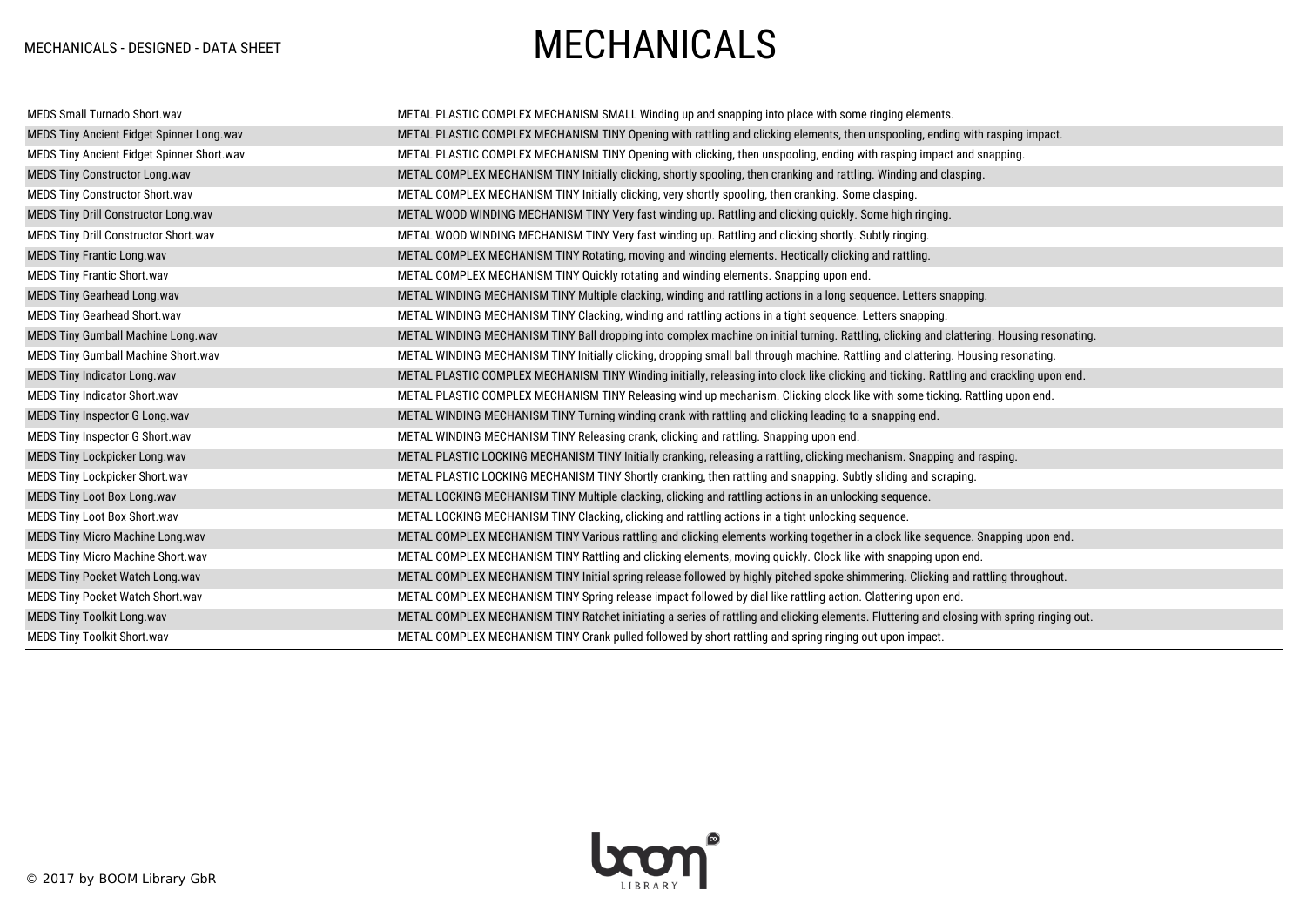# MECHANICALS

| | |
|---|---|
| MEDS Small Turnado Short.wav | METAL PLASTIC COMPLEX MECHANISM SMALL Winding up and snapping into place with some ringing elements. |
| MEDS Tiny Ancient Fidget Spinner Long.wav | METAL PLASTIC COMPLEX MECHANISM TINY Opening with rattling and clicking elements, then unspooling, ending with rasping impact. |
| MEDS Tiny Ancient Fidget Spinner Short.wav | METAL PLASTIC COMPLEX MECHANISM TINY Opening with clicking, then unspooling, ending with rasping impact and snapping. |
| MEDS Tiny Constructor Long.wav | METAL COMPLEX MECHANISM TINY Initially clicking, shortly spooling, then cranking and rattling. Winding and clasping. |
| MEDS Tiny Constructor Short.wav | METAL COMPLEX MECHANISM TINY Initially clicking, very shortly spooling, then cranking. Some clasping. |
| MEDS Tiny Drill Constructor Long.wav | METAL WOOD WINDING MECHANISM TINY Very fast winding up. Rattling and clicking quickly. Some high ringing. |
| MEDS Tiny Drill Constructor Short.wav | METAL WOOD WINDING MECHANISM TINY Very fast winding up. Rattling and clicking shortly. Subtly ringing. |
| MEDS Tiny Frantic Long.wav | METAL COMPLEX MECHANISM TINY Rotating, moving and winding elements. Hectically clicking and rattling. |
| MEDS Tiny Frantic Short.wav | METAL COMPLEX MECHANISM TINY Quickly rotating and winding elements. Snapping upon end. |
| MEDS Tiny Gearhead Long.wav | METAL WINDING MECHANISM TINY Multiple clacking, winding and rattling actions in a long sequence. Letters snapping. |
| MEDS Tiny Gearhead Short.wav | METAL WINDING MECHANISM TINY Clacking, winding and rattling actions in a tight sequence. Letters snapping. |
| MEDS Tiny Gumball Machine Long.wav | METAL WINDING MECHANISM TINY Ball dropping into complex machine on initial turning. Rattling, clicking and clattering. Housing resonating. |
| MEDS Tiny Gumball Machine Short.wav | METAL WINDING MECHANISM TINY Initially clicking, dropping small ball through machine. Rattling and clattering. Housing resonating. |
| MEDS Tiny Indicator Long.wav | METAL PLASTIC COMPLEX MECHANISM TINY Winding initially, releasing into clock like clicking and ticking. Rattling and crackling upon end. |
| MEDS Tiny Indicator Short.wav | METAL PLASTIC COMPLEX MECHANISM TINY Releasing wind up mechanism. Clicking clock like with some ticking. Rattling upon end. |
| MEDS Tiny Inspector G Long.wav | METAL WINDING MECHANISM TINY Turning winding crank with rattling and clicking leading to a snapping end. |
| MEDS Tiny Inspector G Short.wav | METAL WINDING MECHANISM TINY Releasing crank, clicking and rattling. Snapping upon end. |
| MEDS Tiny Lockpicker Long.wav | METAL PLASTIC LOCKING MECHANISM TINY Initially cranking, releasing a rattling, clicking mechanism. Snapping and rasping. |
| MEDS Tiny Lockpicker Short.wav | METAL PLASTIC LOCKING MECHANISM TINY Shortly cranking, then rattling and snapping. Subtly sliding and scraping. |
| MEDS Tiny Loot Box Long.wav | METAL LOCKING MECHANISM TINY Multiple clacking, clicking and rattling actions in an unlocking sequence. |
| MEDS Tiny Loot Box Short.wav | METAL LOCKING MECHANISM TINY Clacking, clicking and rattling actions in a tight unlocking sequence. |
| MEDS Tiny Micro Machine Long.wav | METAL COMPLEX MECHANISM TINY Various rattling and clicking elements working together in a clock like sequence. Snapping upon end. |
| MEDS Tiny Micro Machine Short.wav | METAL COMPLEX MECHANISM TINY Rattling and clicking elements, moving quickly. Clock like with snapping upon end. |
| MEDS Tiny Pocket Watch Long.wav | METAL COMPLEX MECHANISM TINY Initial spring release followed by highly pitched spoke shimmering. Clicking and rattling throughout. |
| MEDS Tiny Pocket Watch Short.wav | METAL COMPLEX MECHANISM TINY Spring release impact followed by dial like rattling action. Clattering upon end. |
| MEDS Tiny Toolkit Long.wav | METAL COMPLEX MECHANISM TINY Ratchet initiating a series of rattling and clicking elements. Fluttering and closing with spring ringing out. |
| MEDS Tiny Toolkit Short.wav | METAL COMPLEX MECHANISM TINY Crank pulled followed by short rattling and spring ringing out upon impact. |